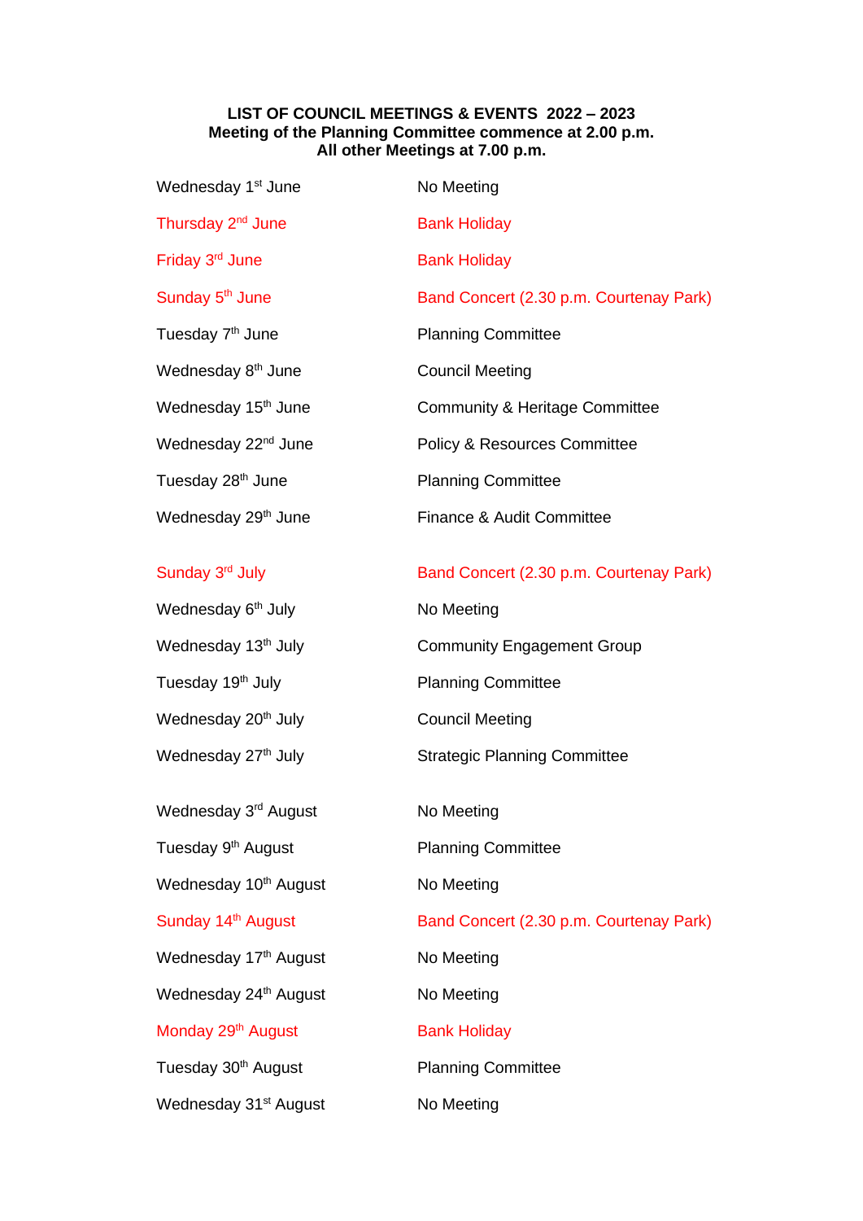**LIST OF COUNCIL MEETINGS & EVENTS 2022 – 2023**
**Meeting of the Planning Committee commence at 2.00 p.m.**
**All other Meetings at 7.00 p.m.**

| | |
|---|---|
| Wednesday 1st June | No Meeting |
| Thursday 2nd June | Bank Holiday |
| Friday 3rd June | Bank Holiday |
| Sunday 5th June | Band Concert (2.30 p.m. Courtenay Park) |
| Tuesday 7th June | Planning Committee |
| Wednesday 8th June | Council Meeting |
| Wednesday 15th June | Community & Heritage Committee |
| Wednesday 22nd June | Policy & Resources Committee |
| Tuesday 28th June | Planning Committee |
| Wednesday 29th June | Finance & Audit Committee |
| Sunday 3rd July | Band Concert (2.30 p.m. Courtenay Park) |
| Wednesday 6th July | No Meeting |
| Wednesday 13th July | Community Engagement Group |
| Tuesday 19th July | Planning Committee |
| Wednesday 20th July | Council Meeting |
| Wednesday 27th July | Strategic Planning Committee |
| Wednesday 3rd August | No Meeting |
| Tuesday 9th August | Planning Committee |
| Wednesday 10th August | No Meeting |
| Sunday 14th August | Band Concert (2.30 p.m. Courtenay Park) |
| Wednesday 17th August | No Meeting |
| Wednesday 24th August | No Meeting |
| Monday 29th August | Bank Holiday |
| Tuesday 30th August | Planning Committee |
| Wednesday 31st August | No Meeting |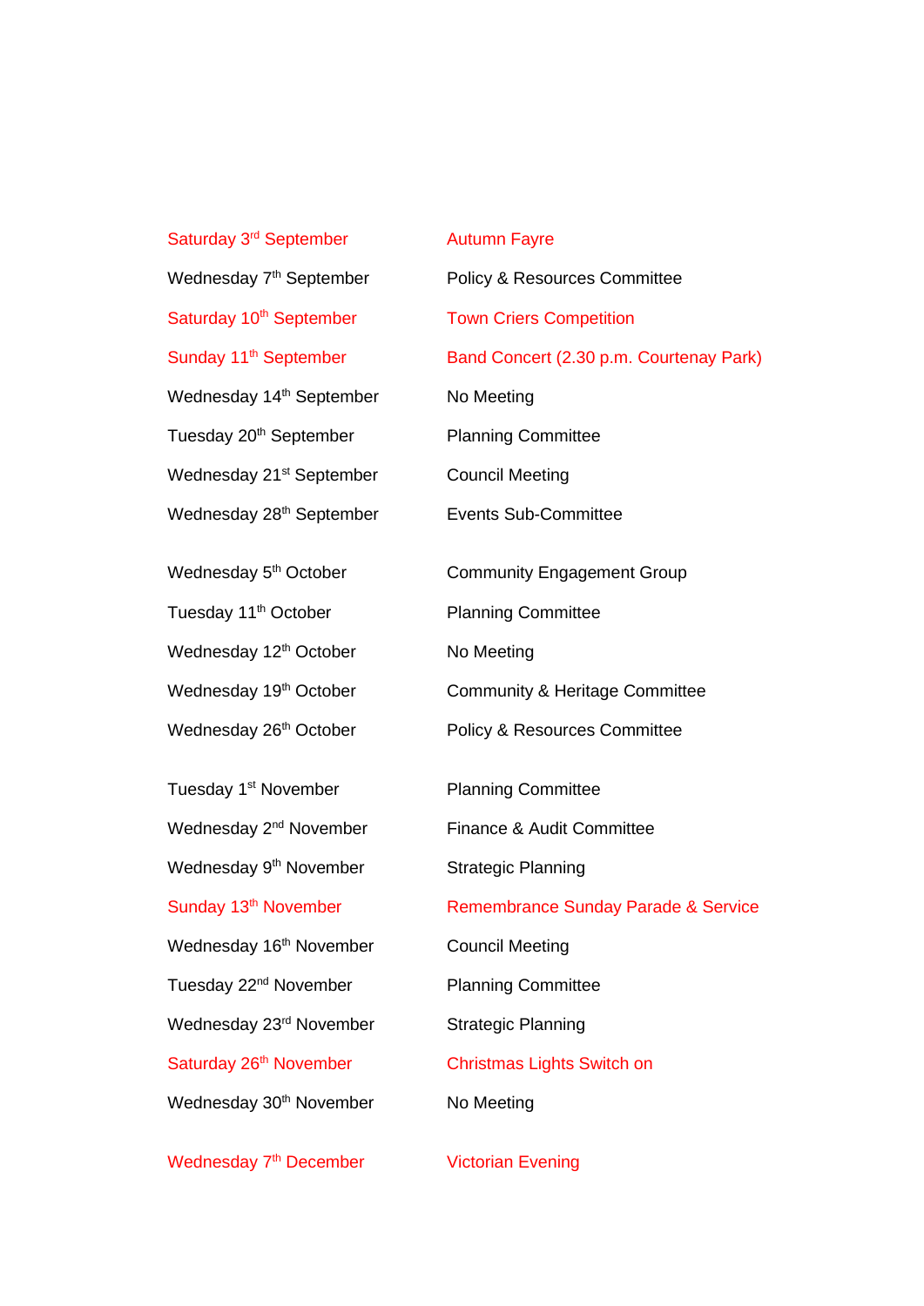| | |
|---|---|
| Saturday 3rd September | Autumn Fayre |
| Wednesday 7th September | Policy & Resources Committee |
| Saturday 10th September | Town Criers Competition |
| Sunday 11th September | Band Concert (2.30 p.m. Courtenay Park) |
| Wednesday 14th September | No Meeting |
| Tuesday 20th September | Planning Committee |
| Wednesday 21st September | Council Meeting |
| Wednesday 28th September | Events Sub-Committee |
| Wednesday 5th October | Community Engagement Group |
| Tuesday 11th October | Planning Committee |
| Wednesday 12th October | No Meeting |
| Wednesday 19th October | Community & Heritage Committee |
| Wednesday 26th October | Policy & Resources Committee |
| Tuesday 1st November | Planning Committee |
| Wednesday 2nd November | Finance & Audit Committee |
| Wednesday 9th November | Strategic Planning |
| Sunday 13th November | Remembrance Sunday Parade & Service |
| Wednesday 16th November | Council Meeting |
| Tuesday 22nd November | Planning Committee |
| Wednesday 23rd November | Strategic Planning |
| Saturday 26th November | Christmas Lights Switch on |
| Wednesday 30th November | No Meeting |
| Wednesday 7th December | Victorian Evening |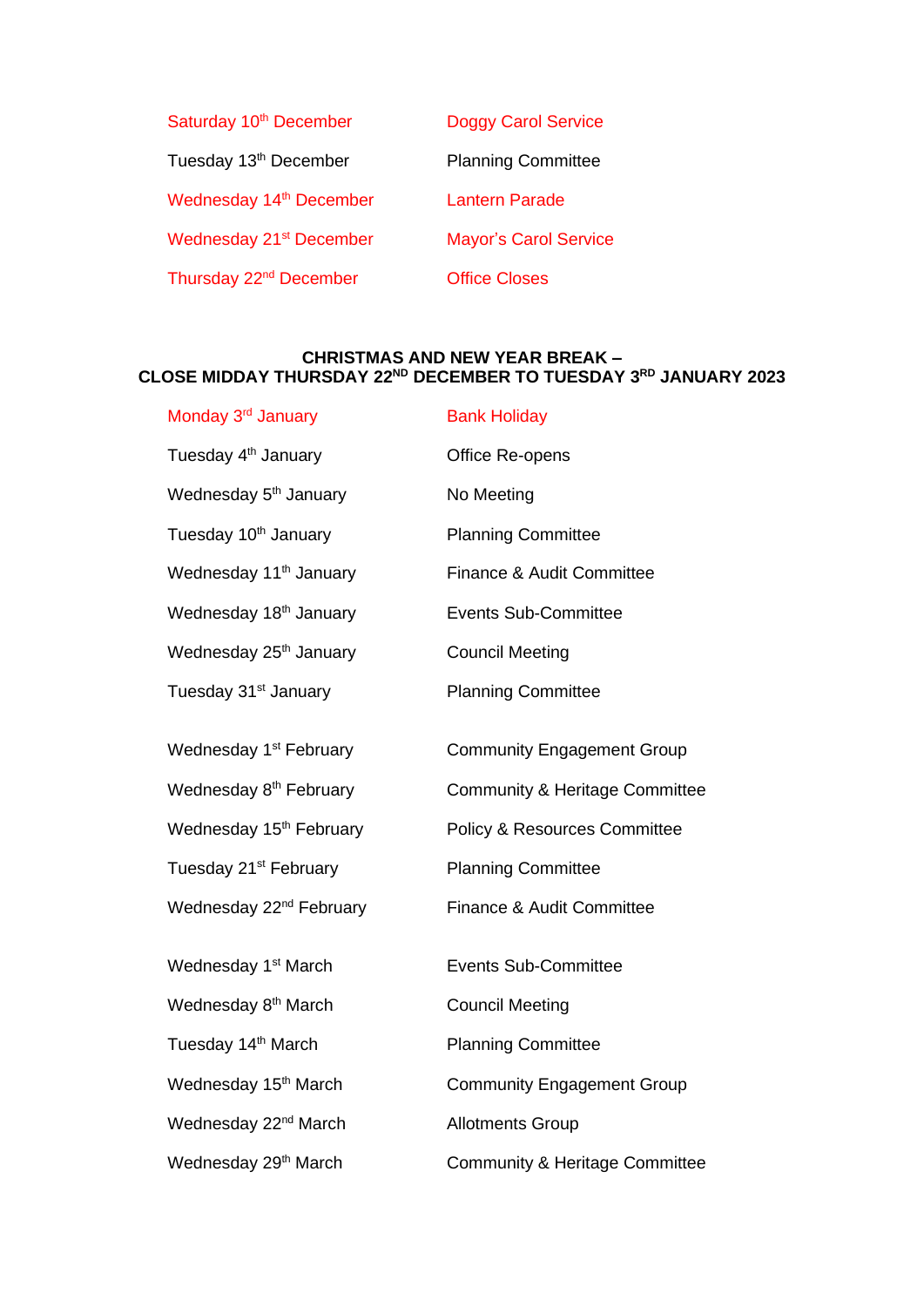| | |
|---|---|
| Saturday 10th December | Doggy Carol Service |
| Tuesday 13th December | Planning Committee |
| Wednesday 14th December | Lantern Parade |
| Wednesday 21st December | Mayor's Carol Service |
| Thursday 22nd December | Office Closes |

**CHRISTMAS AND NEW YEAR BREAK –**
**CLOSE MIDDAY THURSDAY 22ND DECEMBER TO TUESDAY 3RD JANUARY 2023**

| | |
|---|---|
| Monday 3rd January | Bank Holiday |
| Tuesday 4th January | Office Re-opens |
| Wednesday 5th January | No Meeting |
| Tuesday 10th January | Planning Committee |
| Wednesday 11th January | Finance & Audit Committee |
| Wednesday 18th January | Events Sub-Committee |
| Wednesday 25th January | Council Meeting |
| Tuesday 31st January | Planning Committee |
| Wednesday 1st February | Community Engagement Group |
| Wednesday 8th February | Community & Heritage Committee |
| Wednesday 15th February | Policy & Resources Committee |
| Tuesday 21st February | Planning Committee |
| Wednesday 22nd February | Finance & Audit Committee |
| Wednesday 1st March | Events Sub-Committee |
| Wednesday 8th March | Council Meeting |
| Tuesday 14th March | Planning Committee |
| Wednesday 15th March | Community Engagement Group |
| Wednesday 22nd March | Allotments Group |
| Wednesday 29th March | Community & Heritage Committee |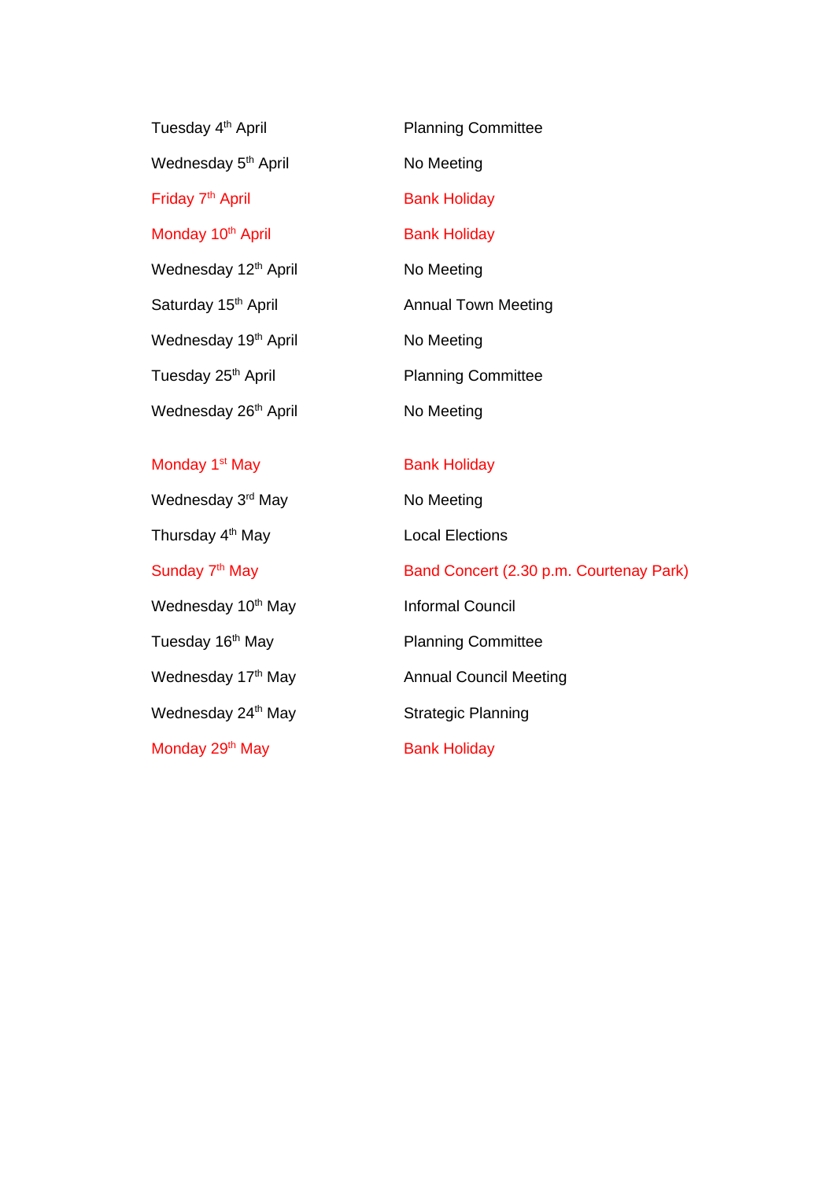| | |
|---|---|
| Tuesday 4th April | Planning Committee |
| Wednesday 5th April | No Meeting |
| Friday 7th April | Bank Holiday |
| Monday 10th April | Bank Holiday |
| Wednesday 12th April | No Meeting |
| Saturday 15th April | Annual Town Meeting |
| Wednesday 19th April | No Meeting |
| Tuesday 25th April | Planning Committee |
| Wednesday 26th April | No Meeting |
| Monday 1st May | Bank Holiday |
| Wednesday 3rd May | No Meeting |
| Thursday 4th May | Local Elections |
| Sunday 7th May | Band Concert (2.30 p.m. Courtenay Park) |
| Wednesday 10th May | Informal Council |
| Tuesday 16th May | Planning Committee |
| Wednesday 17th May | Annual Council Meeting |
| Wednesday 24th May | Strategic Planning |
| Monday 29th May | Bank Holiday |